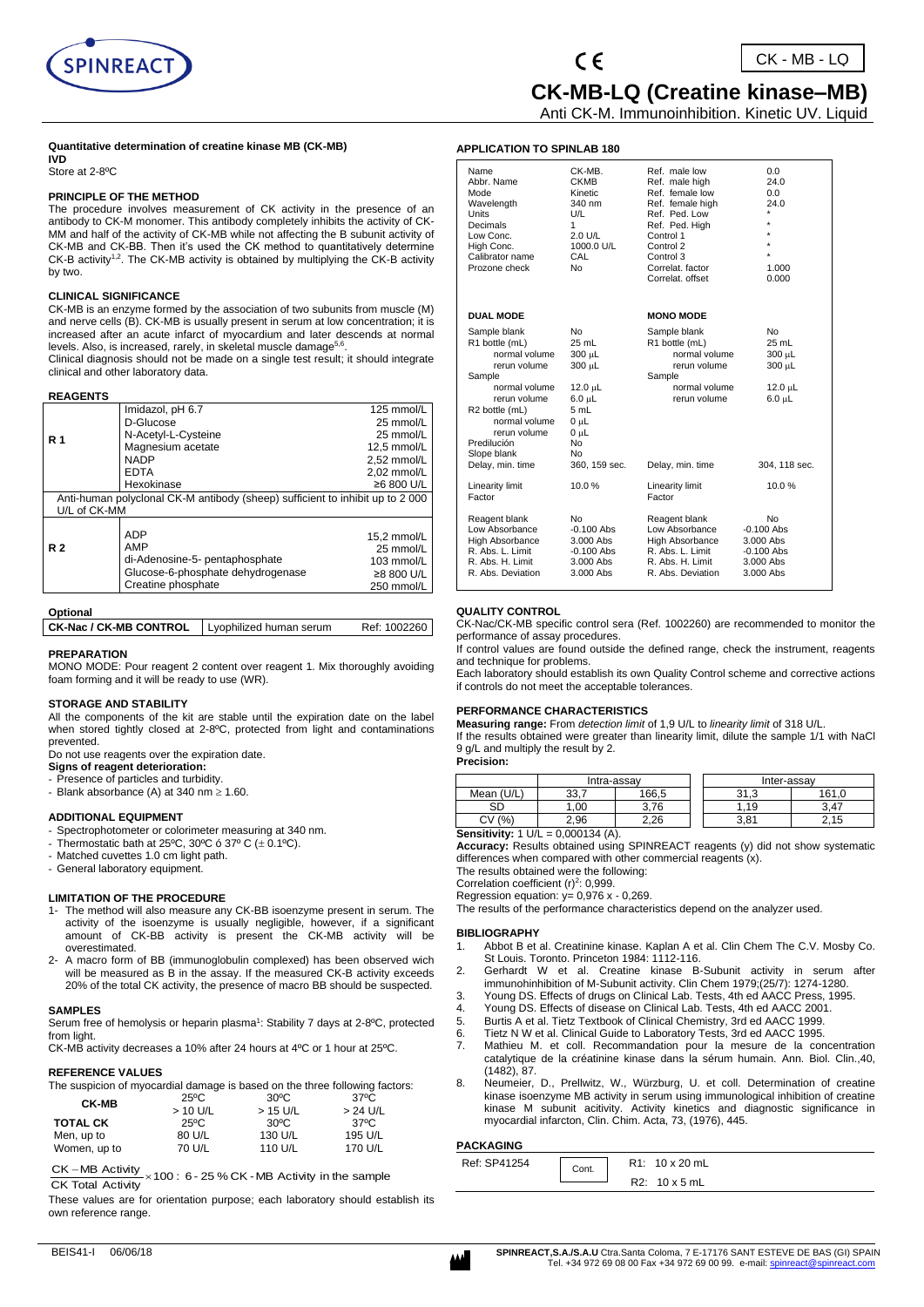# CK-MB-LQ (Creatine kinase–MB)

CK - MB - LQ

Anti CK-M. Immunoinhibition. Kinetic UV. Liquid

**Quantitative determination of creatine kinase MB (CK-MB)**
**IVD**
Store at 2-8ºC

### PRINCIPLE OF THE METHOD

The procedure involves measurement of CK activity in the presence of an antibody to CK-M monomer. This antibody completely inhibits the activity of CK-MM and half of the activity of CK-MB while not affecting the B subunit activity of CK-MB and CK-BB. Then it's used the CK method to quantitatively determine CK-B activity[1,2]. The CK-MB activity is obtained by multiplying the CK-B activity by two.

### CLINICAL SIGNIFICANCE

CK-MB is an enzyme formed by the association of two subunits from muscle (M) and nerve cells (B). CK-MB is usually present in serum at low concentration; it is increased after an acute infarct of myocardium and later descends at normal levels. Also, is increased, rarely, in skeletal muscle damage[5,6].

Clinical diagnosis should not be made on a single test result; it should integrate clinical and other laboratory data.

### REAGENTS

| | | |
|---|---|---|
| **R 1** | Imidazol, pH 6.7 | 125 mmol/L |
| | D-Glucose | 25 mmol/L |
| | N-Acetyl-L-Cysteine | 25 mmol/L |
| | Magnesium acetate | 12,5 mmol/L |
| | NADP | 2,52 mmol/L |
| | EDTA | 2,02 mmol/L |
| | Hexokinase | ≥6 800 U/L |
| Anti-human polyclonal CK-M antibody (sheep) sufficient to inhibit up to 2 000 U/L of CK-MM | | |
| **R 2** | ADP | 15,2 mmol/L |
| | AMP | 25 mmol/L |
| | di-Adenosine-5- pentaphosphate | 103 mmol/L |
| | Glucose-6-phosphate dehydrogenase | ≥8 800 U/L |
| | Creatine phosphate | 250 mmol/L |

**Optional**

| | | |
|---|---|---|
| **CK-Nac / CK-MB CONTROL** | Lyophilized human serum | Ref: 1002260 |

### PREPARATION

MONO MODE: Pour reagent 2 content over reagent 1. Mix thoroughly avoiding foam forming and it will be ready to use (WR).

### STORAGE AND STABILITY

All the components of the kit are stable until the expiration date on the label when stored tightly closed at 2-8ºC, protected from light and contaminations prevented.

Do not use reagents over the expiration date.

**Signs of reagent deterioration:**

- Presence of particles and turbidity.
- Blank absorbance (A) at 340 nm ≥ 1.60.

### ADDITIONAL EQUIPMENT

- Spectrophotometer or colorimeter measuring at 340 nm.
- Thermostatic bath at 25ºC, 30ºC ó 37º C (± 0.1ºC).
- Matched cuvettes 1.0 cm light path.
- General laboratory equipment.

### LIMITATION OF THE PROCEDURE

1- The method will also measure any CK-BB isoenzyme present in serum. The activity of the isoenzyme is usually negligible, however, if a significant amount of CK-BB activity is present the CK-MB activity will be overestimated.

2- A macro form of BB (immunoglobulin complexed) has been observed wich will be measured as B in the assay. If the measured CK-B activity exceeds 20% of the total CK activity, the presence of macro BB should be suspected.

### SAMPLES

Serum free of hemolysis or heparin plasma[1]: Stability 7 days at 2-8ºC, protected from light.

CK-MB activity decreases a 10% after 24 hours at 4ºC or 1 hour at 25ºC.

### REFERENCE VALUES

The suspicion of myocardial damage is based on the three following factors:

| **CK-MB** | 25ºC | 30ºC | 37ºC |
|---|---|---|---|
| | > 10 U/L | > 15 U/L | > 24 U/L |
| **TOTAL CK** | 25ºC | 30ºC | 37ºC |
| Men, up to | 80 U/L | 130 U/L | 195 U/L |
| Women, up to | 70 U/L | 110 U/L | 170 U/L |

$$\frac{\text{CK} - \text{MB Activity}}{\text{CK Total Activity}} \times 100 : 6 - 25\ \%\ \text{CK - MB Activity in the sample}$$

These values are for orientation purpose; each laboratory should establish its own reference range.

### APPLICATION TO SPINLAB 180

| | | | |
|---|---|---|---|
| Name | CK-MB. | Ref. male low | 0.0 |
| Abbr. Name | CKMB | Ref. male high | 24.0 |
| Mode | Kinetic | Ref. female low | 0.0 |
| Wavelength | 340 nm | Ref. female high | 24.0 |
| Units | U/L | Ref. Ped. Low | * |
| Decimals | 1 | Ref. Ped. High | * |
| Low Conc. | 2.0 U/L | Control 1 | * |
| High Conc. | 1000.0 U/L | Control 2 | * |
| Calibrator name | CAL | Control 3 | * |
| Prozone check | No | Correlat. factor | 1.000 |
| | | Correlat. offset | 0.000 |

| **DUAL MODE** | | **MONO MODE** | |
|---|---|---|---|
| Sample blank | No | Sample blank | No |
| R1 bottle (mL) | 25 mL | R1 bottle (mL) | 25 mL |
| normal volume | 300 µL | normal volume | 300 µL |
| rerun volume | 300 µL | rerun volume | 300 µL |
| Sample | | Sample | |
| normal volume | 12.0 µL | normal volume | 12.0 µL |
| rerun volume | 6.0 µL | rerun volume | 6.0 µL |
| R2 bottle (mL) | 5 mL | | |
| normal volume | 0 µL | | |
| rerun volume | 0 µL | | |
| Predilución | No | | |
| Slope blank | No | | |
| Delay, min. time | 360, 159 sec. | Delay, min. time | 304, 118 sec. |
| Linearity limit | 10.0 % | Linearity limit | 10.0 % |
| Factor | | Factor | |
| Reagent blank | No | Reagent blank | No |
| Low Absorbance | -0.100 Abs | Low Absorbance | -0.100 Abs |
| High Absorbance | 3.000 Abs | High Absorbance | 3.000 Abs |
| R. Abs. L. Limit | -0.100 Abs | R. Abs. L. Limit | -0.100 Abs |
| R. Abs. H. Limit | 3.000 Abs | R. Abs. H. Limit | 3.000 Abs |
| R. Abs. Deviation | 3.000 Abs | R. Abs. Deviation | 3.000 Abs |

### QUALITY CONTROL

CK-Nac/CK-MB specific control sera (Ref. 1002260) are recommended to monitor the performance of assay procedures.

If control values are found outside the defined range, check the instrument, reagents and technique for problems.

Each laboratory should establish its own Quality Control scheme and corrective actions if controls do not meet the acceptable tolerances.

### PERFORMANCE CHARACTERISTICS

**Measuring range:** From *detection limit* of 1,9 U/L to *linearity limit* of 318 U/L.

If the results obtained were greater than linearity limit, dilute the sample 1/1 with NaCl 9 g/L and multiply the result by 2.

**Precision:**

| | Intra-assay | | Inter-assay | |
|---|---|---|---|---|
| Mean (U/L) | 33,7 | 166,5 | 31,3 | 161,0 |
| SD | 1,00 | 3,76 | 1,19 | 3,47 |
| CV (%) | 2,96 | 2,26 | 3,81 | 2,15 |

**Sensitivity:** 1 U/L = 0,000134 (A).

**Accuracy:** Results obtained using SPINREACT reagents (y) did not show systematic differences when compared with other commercial reagents (x).

The results obtained were the following:

Correlation coefficient $(r)^2$: 0,999.

Regression equation: y= 0,976 x - 0,269.

The results of the performance characteristics depend on the analyzer used.

### BIBLIOGRAPHY

1. Abbot B et al. Creatinine kinase. Kaplan A et al. Clin Chem The C.V. Mosby Co. St Louis. Toronto. Princeton 1984: 1112-116.
2. Gerhardt W et al. Creatine kinase B-Subunit activity in serum after immunohinhibition of M-Subunit activity. Clin Chem 1979;(25/7): 1274-1280.
3. Young DS. Effects of drugs on Clinical Lab. Tests, 4th ed AACC Press, 1995.
4. Young DS. Effects of disease on Clinical Lab. Tests, 4th ed AACC 2001.
5. Burtis A et al. Tietz Textbook of Clinical Chemistry, 3rd ed AACC 1999.
6. Tietz N W et al. Clinical Guide to Laboratory Tests, 3rd ed AACC 1995.
7. Mathieu M. et coll. Recommandation pour la mesure de la concentration catalytique de la créatinine kinase dans la sérum humain. Ann. Biol. Clin.,40, (1482), 87.
8. Neumeier, D., Prellwitz, W., Würzburg, U. et coll. Determination of creatine kinase isoenzyme MB activity in serum using immunological inhibition of creatine kinase M subunit activity. Activity kinetics and diagnostic significance in myocardial infarcton, Clin. Chim. Acta, 73, (1976), 445.

### PACKAGING

| | | |
|---|---|---|
| Ref: SP41254 | Cont. | R1: 10 x 20 mL |
| | | R2: 10 x 5 mL |

BEIS41-I 06/06/18

SPINREACT,S.A./S.A.U Ctra.Santa Coloma, 7 E-17176 SANT ESTEVE DE BAS (GI) SPAIN
Tel. +34 972 69 08 00 Fax +34 972 69 00 99. e-mail: spinreact@spinreact.com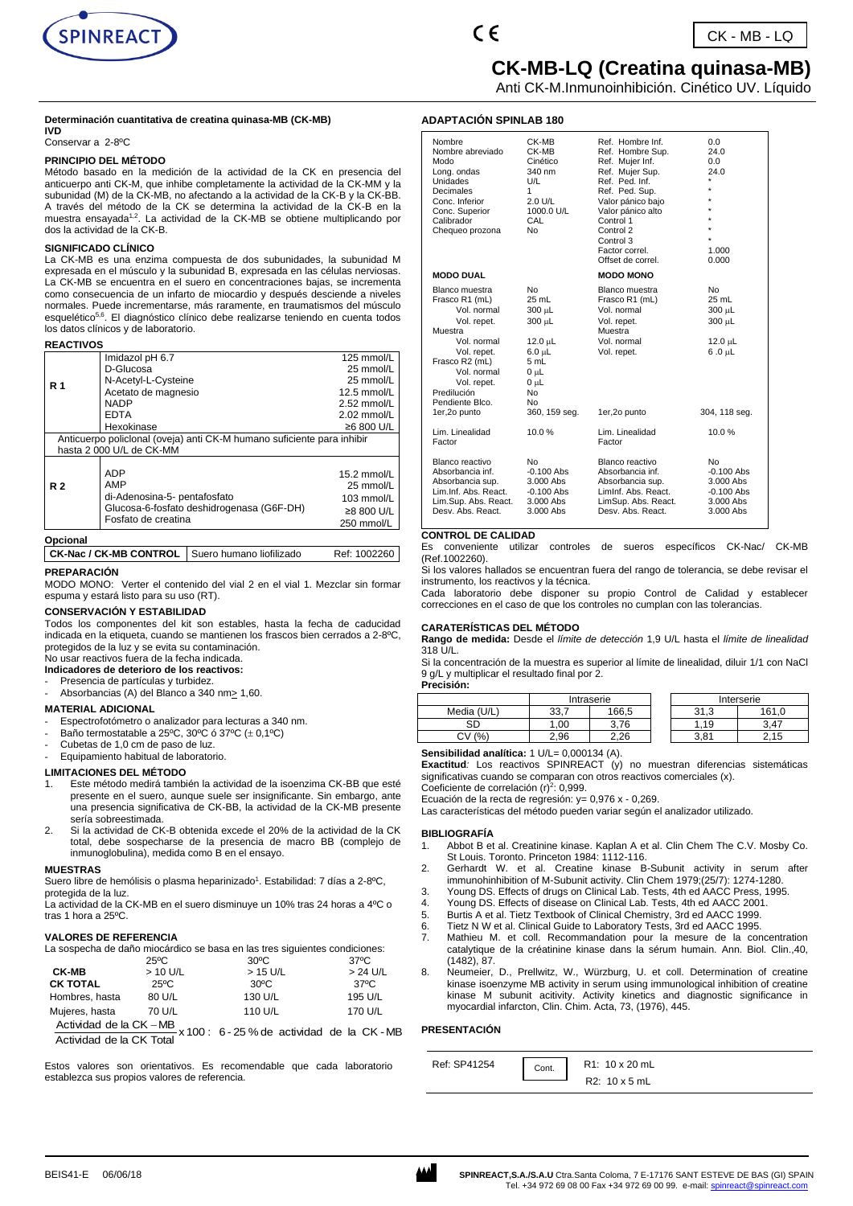CK - MB - LQ

# CK-MB-LQ (Creatina quinasa-MB)

Anti CK-M.Inmunoinhibición. Cinético UV. Líquido

**Determinación cuantitativa de creatina quinasa-MB (CK-MB)**
**IVD**

Conservar a 2-8ºC

## PRINCIPIO DEL MÉTODO

Método basado en la medición de la actividad de la CK en presencia del anticuerpo anti CK-M, que inhibe completamente la actividad de la CK-MM y la subunidad (M) de la CK-MB, no afectando a la actividad de la CK-B y la CK-BB. A través del método de la CK se determina la actividad de la CK-B en la muestra ensayada[1,2]. La actividad de la CK-MB se obtiene multiplicando por dos la actividad de la CK-B.

## SIGNIFICADO CLÍNICO

La CK-MB es una enzima compuesta de dos subunidades, la subunidad M expresada en el músculo y la subunidad B, expresada en las células nerviosas. La CK-MB se encuentra en el suero en concentraciones bajas, se incrementa como consecuencia de un infarto de miocardio y después desciende a niveles normales. Puede incrementarse, más raramente, en traumatismos del músculo esquelético[5,6]. El diagnóstico clínico debe realizarse teniendo en cuenta todos los datos clínicos y de laboratorio.

## REACTIVOS

| | | |
|---|---|---|
| **R 1** | Imidazol pH 6.7 | 125 mmol/L |
| | D-Glucosa | 25 mmol/L |
| | N-Acetyl-L-Cysteine | 25 mmol/L |
| | Acetato de magnesio | 12.5 mmol/L |
| | NADP | 2.52 mmol/L |
| | EDTA | 2.02 mmol/L |
| | Hexokinase | ≥6 800 U/L |
| | Anticuerpo policlonal (oveja) anti CK-M humano suficiente para inhibir hasta 2 000 U/L de CK-MM | |
| **R 2** | ADP | 15.2 mmol/L |
| | AMP | 25 mmol/L |
| | di-Adenosina-5- pentafosfato | 103 mmol/L |
| | Glucosa-6-fosfato deshidrogenasa (G6F-DH) | ≥8 800 U/L |
| | Fosfato de creatina | 250 mmol/L |

**Opcional**

| | | |
|---|---|---|
| **CK-Nac / CK-MB CONTROL** | Suero humano liofilizado | Ref: 1002260 |

## PREPARACIÓN

MODO MONO: Verter el contenido del vial 2 en el vial 1. Mezclar sin formar espuma y estará listo para su uso (RT).

## CONSERVACIÓN Y ESTABILIDAD

Todos los componentes del kit son estables, hasta la fecha de caducidad indicada en la etiqueta, cuando se mantienen los frascos bien cerrados a 2-8ºC, protegidos de la luz y se evita su contaminación.

No usar reactivos fuera de la fecha indicada.

**Indicadores de deterioro de los reactivos:**

- Presencia de partículas y turbidez.
- Absorbancias (A) del Blanco a 340 nm≥ 1,60.

## MATERIAL ADICIONAL

- Espectrofotómetro o analizador para lecturas a 340 nm.
- Baño termostatable a 25ºC, 30ºC ó 37ºC (± 0,1ºC)
- Cubetas de 1,0 cm de paso de luz.
- Equipamiento habitual de laboratorio.

## LIMITACIONES DEL MÉTODO

1. Este método medirá también la actividad de la isoenzima CK-BB que esté presente en el suero, aunque suele ser insignificante. Sin embargo, ante una presencia significativa de CK-BB, la actividad de la CK-MB presente sería sobreestimada.
2. Si la actividad de CK-B obtenida excede el 20% de la actividad de la CK total, debe sospecharse de la presencia de macro BB (complejo de inmunoglobulina), medida como B en el ensayo.

## MUESTRAS

Suero libre de hemólisis o plasma heparinizado[1]. Estabilidad: 7 días a 2-8ºC, protegida de la luz.

La actividad de la CK-MB en el suero disminuye un 10% tras 24 horas a 4ºC o tras 1 hora a 25ºC.

## VALORES DE REFERENCIA

La sospecha de daño miocárdico se basa en las tres siguientes condiciones:

| | 25ºC | 30ºC | 37ºC |
|---|---|---|---|
| **CK-MB** | > 10 U/L | > 15 U/L | > 24 U/L |
| **CK TOTAL** | 25ºC | 30ºC | 37ºC |
| Hombres, hasta | 80 U/L | 130 U/L | 195 U/L |
| Mujeres, hasta | 70 U/L | 110 U/L | 170 U/L |

$$\frac{\text{Actividad de la CK-MB}}{\text{Actividad de la CK Total}} \times 100 : \ 6\text{-}25\,\%\ \text{de actividad de la CK-MB}$$

Estos valores son orientativos. Es recomendable que cada laboratorio establezca sus propios valores de referencia.

## ADAPTACIÓN SPINLAB 180

| | | | |
|---|---|---|---|
| Nombre | CK-MB | Ref. Hombre Inf. | 0.0 |
| Nombre abreviado | CK-MB | Ref. Hombre Sup. | 24.0 |
| Modo | Cinético | Ref. Mujer Inf. | 0.0 |
| Long. ondas | 340 nm | Ref. Mujer Sup. | 24.0 |
| Unidades | U/L | Ref. Ped. Inf. | * |
| Decimales | 1 | Ref. Ped. Sup. | * |
| Conc. Inferior | 2.0 U/L | Valor pánico bajo | * |
| Conc. Superior | 1000.0 U/L | Valor pánico alto | * |
| Calibrador | CAL | Control 1 | * |
| Chequeo prozona | No | Control 2 | * |
| | | Control 3 | * |
| | | Factor correl. | 1.000 |
| | | Offset de correl. | 0.000 |
| **MODO DUAL** | | **MODO MONO** | |
| Blanco muestra | No | Blanco muestra | No |
| Frasco R1 (mL) | 25 mL | Frasco R1 (mL) | 25 mL |
| Vol. normal | 300 µL | Vol. normal | 300 µL |
| Vol. repet. | 300 µL | Vol. repet. | 300 µL |
| Muestra | | Muestra | |
| Vol. normal | 12.0 µL | Vol. normal | 12.0 µL |
| Vol. repet. | 6.0 µL | Vol. repet. | 6 .0 µL |
| Frasco R2 (mL) | 5 mL | | |
| Vol. normal | 0 µL | | |
| Vol. repet. | 0 µL | | |
| Predilución | No | | |
| Pendiente Blco. | No | | |
| 1er,2o punto | 360, 159 seg. | 1er,2o punto | 304, 118 seg. |
| Lim. Linealidad | 10.0 % | Lim. Linealidad | 10.0 % |
| Factor | | Factor | |
| Blanco reactivo | No | Blanco reactivo | No |
| Absorbancia inf. | -0.100 Abs | Absorbancia inf. | -0.100 Abs |
| Absorbancia sup. | 3.000 Abs | Absorbancia sup. | 3.000 Abs |
| Lim.Inf. Abs. React. | -0.100 Abs | LimInf. Abs. React. | -0.100 Abs |
| Lim.Sup. Abs. React. | 3.000 Abs | LimSup. Abs. React. | 3.000 Abs |
| Desv. Abs. React. | 3.000 Abs | Desv. Abs. React. | 3.000 Abs |

## CONTROL DE CALIDAD

Es conveniente utilizar controles de sueros específicos CK-Nac/ CK-MB (Ref.1002260).

Si los valores hallados se encuentran fuera del rango de tolerancia, se debe revisar el instrumento, los reactivos y la técnica.

Cada laboratorio debe disponer su propio Control de Calidad y establecer correcciones en el caso de que los controles no cumplan con las tolerancias.

## CARATERÍSTICAS DEL MÉTODO

**Rango de medida:** Desde el *límite de detección* 1,9 U/L hasta el *límite de linealidad* 318 U/L.

Si la concentración de la muestra es superior al límite de linealidad, diluir 1/1 con NaCl 9 g/L y multiplicar el resultado final por 2.

**Precisión:**

| | Intraserie | | Interserie | |
|---|---|---|---|---|
| Media (U/L) | 33,7 | 166,5 | 31,3 | 161,0 |
| SD | 1,00 | 3,76 | 1,19 | 3,47 |
| CV (%) | 2,96 | 2,26 | 3,81 | 2,15 |

**Sensibilidad analítica:** 1 U/L= 0,000134 (A).

**Exactitud***:* Los reactivos SPINREACT (y) no muestran diferencias sistemáticas significativas cuando se comparan con otros reactivos comerciales (x).

Coeficiente de correlación $(r)^2$: 0,999.

Ecuación de la recta de regresión: y= 0,976 x - 0,269.

Las características del método pueden variar según el analizador utilizado.

## BIBLIOGRAFÍA

1. Abbot B et al. Creatinine kinase. Kaplan A et al. Clin Chem The C.V. Mosby Co. St Louis. Toronto. Princeton 1984: 1112-116.
2. Gerhardt W. et al. Creatine kinase B-Subunit activity in serum after immunohinhibition of M-Subunit activity. Clin Chem 1979;(25/7): 1274-1280.
3. Young DS. Effects of drugs on Clinical Lab. Tests, 4th ed AACC Press, 1995.
4. Young DS. Effects of disease on Clinical Lab. Tests, 4th ed AACC 2001.
5. Burtis A et al. Tietz Textbook of Clinical Chemistry, 3rd ed AACC 1999.
6. Tietz N W et al. Clinical Guide to Laboratory Tests, 3rd ed AACC 1995.
7. Mathieu M. et coll. Recommandation pour la mesure de la concentration catalytique de la créatinine kinase dans la sérum humain. Ann. Biol. Clin.,40, (1482), 87.
8. Neumeier, D., Prellwitz, W., Würzburg, U. et coll. Determination of creatine kinase isoenzyme MB activity in serum using immunological inhibition of creatine kinase M subunit activity. Activity kinetics and diagnostic significance in myocardial infarcton, Clin. Chim. Acta, 73, (1976), 445.

## PRESENTACIÓN

| | | |
|---|---|---|
| Ref: SP41254 | Cont. | R1: 10 x 20 mL<br>R2: 10 x 5 mL |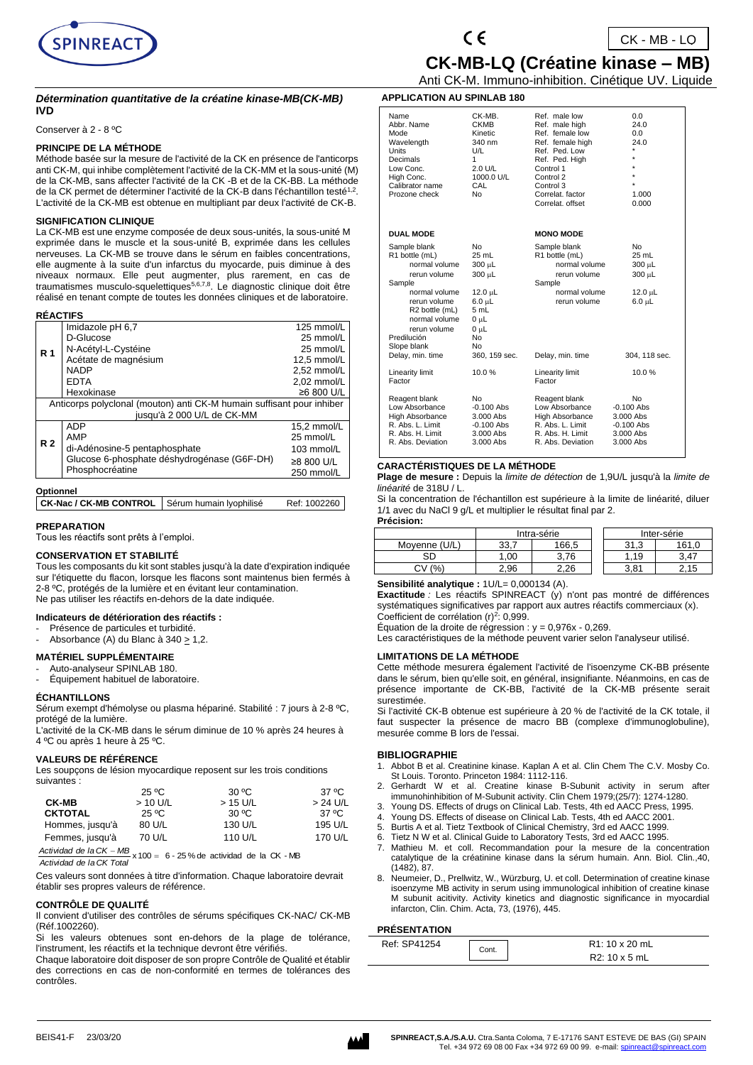# CK-MB-LQ (Créatine kinase – MB)

Anti CK-M. Immuno-inhibition. Cinétique UV. Liquide

CK - MB - LO

***Détermination quantitative de la créatine kinase-MB(CK-MB)***
**IVD**

Conserver à 2 - 8 ºC

### PRINCIPE DE LA MÉTHODE

Méthode basée sur la mesure de l'activité de la CK en présence de l'anticorps anti CK-M, qui inhibe complètement l'activité de la CK-MM et la sous-unité (M) de la CK-MB, sans affecter l'activité de la CK -B et de la CK-BB. La méthode de la CK permet de déterminer l'activité de la CK-B dans l'échantillon testé[1,2]. L'activité de la CK-MB est obtenue en multipliant par deux l'activité de CK-B.

### SIGNIFICATION CLINIQUE

La CK-MB est une enzyme composée de deux sous-unités, la sous-unité M exprimée dans le muscle et la sous-unité B, exprimée dans les cellules nerveuses. La CK-MB se trouve dans le sérum en faibles concentrations, elle augmente à la suite d'un infarctus du myocarde, puis diminue à des niveaux normaux. Elle peut augmenter, plus rarement, en cas de traumatismes musculo-squelettiques[5,6,7,8]. Le diagnostic clinique doit être réalisé en tenant compte de toutes les données cliniques et de laboratoire.

### RÉACTIFS

| | | |
|---|---|---|
| **R 1** | Imidazole pH 6,7 | 125 mmol/L |
| | D-Glucose | 25 mmol/L |
| | N-Acétyl-L-Cystéine | 25 mmol/L |
| | Acétate de magnésium | 12,5 mmol/L |
| | NADP | 2,52 mmol/L |
| | EDTA | 2,02 mmol/L |
| | Hexokinase | ≥6 800 U/L |
| Anticorps polyclonal (mouton) anti CK-M humain suffisant pour inhiber jusqu'à 2 000 U/L de CK-MM | | |
| **R 2** | ADP | 15,2 mmol/L |
| | AMP | 25 mmol/L |
| | di-Adénosine-5 pentaphosphate | 103 mmol/L |
| | Glucose 6-phosphate déshydrogénase (G6F-DH) | ≥8 800 U/L |
| | Phosphocréatine | 250 mmol/L |

**Optionnel**

| | | |
|---|---|---|
| **CK-Nac / CK-MB CONTROL** | Sérum humain lyophilisé | Ref: 1002260 |

### PREPARATION

Tous les réactifs sont prêts à l'emploi.

### CONSERVATION ET STABILITÉ

Tous les composants du kit sont stables jusqu'à la date d'expiration indiquée sur l'étiquette du flacon, lorsque les flacons sont maintenus bien fermés à 2-8 ºC, protégés de la lumière et en évitant leur contamination.
Ne pas utiliser les réactifs en-dehors de la date indiquée.

**Indicateurs de détérioration des réactifs :**

- Présence de particules et turbidité.
- Absorbance (A) du Blanc à 340 ≥ 1,2.

### MATÉRIEL SUPPLÉMENTAIRE

- Auto-analyseur SPINLAB 180.
- Équipement habituel de laboratoire.

### ÉCHANTILLONS

Sérum exempt d'hémolyse ou plasma hépariné. Stabilité : 7 jours à 2-8 ºC, protégé de la lumière.
L'activité de la CK-MB dans le sérum diminue de 10 % après 24 heures à 4 ºC ou après 1 heure à 25 ºC.

### VALEURS DE RÉFÉRENCE

Les soupçons de lésion myocardique reposent sur les trois conditions suivantes :

| | 25 ºC | 30 ºC | 37 ºC |
|---|---|---|---|
| **CK-MB** | > 10 U/L | > 15 U/L | > 24 U/L |
| **CKTOTAL** | 25 ºC | 30 ºC | 37 ºC |
| Hommes, jusqu'à | 80 U/L | 130 U/L | 195 U/L |
| Femmes, jusqu'à | 70 U/L | 110 U/L | 170 U/L |

$$\frac{\text{Actividad de la CK} - \text{MB}}{\text{Actividad de la CK Total}} \times 100 = 6 - 25\,\%\ \text{de actividad de la CK - MB}$$

Ces valeurs sont données à titre d'information. Chaque laboratoire devrait établir ses propres valeurs de référence.

### CONTRÔLE DE QUALITÉ

Il convient d'utiliser des contrôles de sérums spécifiques CK-NAC/ CK-MB (Réf.1002260).

Si les valeurs obtenues sont en-dehors de la plage de tolérance, l'instrument, les réactifs et la technique devront être vérifiés.

Chaque laboratoire doit disposer de son propre Contrôle de Qualité et établir des corrections en cas de non-conformité en termes de tolérances des contrôles.

### APPLICATION AU SPINLAB 180

| | | | |
|---|---|---|---|
| Name | CK-MB. | Ref. male low | 0.0 |
| Abbr. Name | CKMB | Ref. male high | 24.0 |
| Mode | Kinetic | Ref. female low | 0.0 |
| Wavelength | 340 nm | Ref. female high | 24.0 |
| Units | U/L | Ref. Ped. Low | * |
| Decimals | 1 | Ref. Ped. High | * |
| Low Conc. | 2.0 U/L | Control 1 | * |
| High Conc. | 1000.0 U/L | Control 2 | * |
| Calibrator name | CAL | Control 3 | * |
| Prozone check | No | Correlat. factor | 1.000 |
| | | Correlat. offset | 0.000 |

| **DUAL MODE** | | **MONO MODE** | |
|---|---|---|---|
| Sample blank | No | Sample blank | No |
| R1 bottle (mL) | 25 mL | R1 bottle (mL) | 25 mL |
| normal volume | 300 µL | normal volume | 300 µL |
| rerun volume | 300 µL | rerun volume | 300 µL |
| Sample | | Sample | |
| normal volume | 12.0 µL | normal volume | 12.0 µL |
| rerun volume | 6.0 µL | rerun volume | 6.0 µL |
| R2 bottle (mL) | 5 mL | | |
| normal volume | 0 µL | | |
| rerun volume | 0 µL | | |
| Predilución | No | | |
| Slope blank | No | | |
| Delay, min. time | 360, 159 sec. | Delay, min. time | 304, 118 sec. |
| Linearity limit | 10.0 % | Linearity limit | 10.0 % |
| Factor | | Factor | |
| Reagent blank | No | Reagent blank | No |
| Low Absorbance | -0.100 Abs | Low Absorbance | -0.100 Abs |
| High Absorbance | 3.000 Abs | High Absorbance | 3.000 Abs |
| R. Abs. L. Limit | -0.100 Abs | R. Abs. L. Limit | -0.100 Abs |
| R. Abs. H. Limit | 3.000 Abs | R. Abs. H. Limit | 3.000 Abs |
| R. Abs. Deviation | 3.000 Abs | R. Abs. Deviation | 3.000 Abs |

### CARACTÉRISTIQUES DE LA MÉTHODE

**Plage de mesure :** Depuis la *limite de détection* de 1,9U/L jusqu'à la *limite de linéarité* de 318U / L.

Si la concentration de l'échantillon est supérieure à la limite de linéarité, diluer 1/1 avec du NaCl 9 g/L et multiplier le résultat final par 2.

**Précision:**

| | Intra-série | | Inter-série | |
|---|---|---|---|---|
| Moyenne (U/L) | 33,7 | 166,5 | 31,3 | 161,0 |
| SD | 1,00 | 3,76 | 1,19 | 3,47 |
| CV (%) | 2,96 | 2,26 | 3,81 | 2,15 |

**Sensibilité analytique :** 1U/L= 0,000134 (A).

**Exactitude** *:* Les réactifs SPINREACT (y) n'ont pas montré de différences systématiques significatives par rapport aux autres réactifs commerciaux (x).
Coefficient de corrélation $(r)^2$: 0,999.
Équation de la droite de régression : y = 0,976x - 0,269.
Les caractéristiques de la méthode peuvent varier selon l'analyseur utilisé.

### LIMITATIONS DE LA MÉTHODE

Cette méthode mesurera également l'activité de l'isoenzyme CK-BB présente dans le sérum, bien qu'elle soit, en général, insignifiante. Néanmoins, en cas de présence importante de CK-BB, l'activité de la CK-MB présente serait surestimée.

Si l'activité CK-B obtenue est supérieure à 20 % de l'activité de la CK totale, il faut suspecter la présence de macro BB (complexe d'immunoglobuline), mesurée comme B lors de l'essai.

### BIBLIOGRAPHIE

1. Abbot B et al. Creatinine kinase. Kaplan A et al. Clin Chem The C.V. Mosby Co. St Louis. Toronto. Princeton 1984: 1112-116.
2. Gerhardt W et al. Creatine kinase B-Subunit activity in serum after immunoinhibition of M-Subunit activity. Clin Chem 1979;(25/7): 1274-1280.
3. Young DS. Effects of drugs on Clinical Lab. Tests, 4th ed AACC Press, 1995.
4. Young DS. Effects of disease on Clinical Lab. Tests, 4th ed AACC 2001.
5. Burtis A et al. Tietz Textbook of Clinical Chemistry, 3rd ed AACC 1999.
6. Tietz N W et al. Clinical Guide to Laboratory Tests, 3rd ed AACC 1995.
7. Mathieu M. et coll. Recommandation pour la mesure de la concentration catalytique de la créatinine kinase dans la sérum humain. Ann. Biol. Clin.,40, (1482), 87.
8. Neumeier, D., Prellwitz, W., Würzburg, U. et coll. Determination of creatine kinase isoenzyme MB activity in serum using immunological inhibition of creatine kinase M subunit acitivity. Activity kinetics and diagnostic significance in myocardial infarcton, Clin. Chim. Acta, 73, (1976), 445.

### PRÉSENTATION

| | | |
|---|---|---|
| Ref: SP41254 | Cont. | R1: 10 x 20 mL<br>R2: 10 x 5 mL |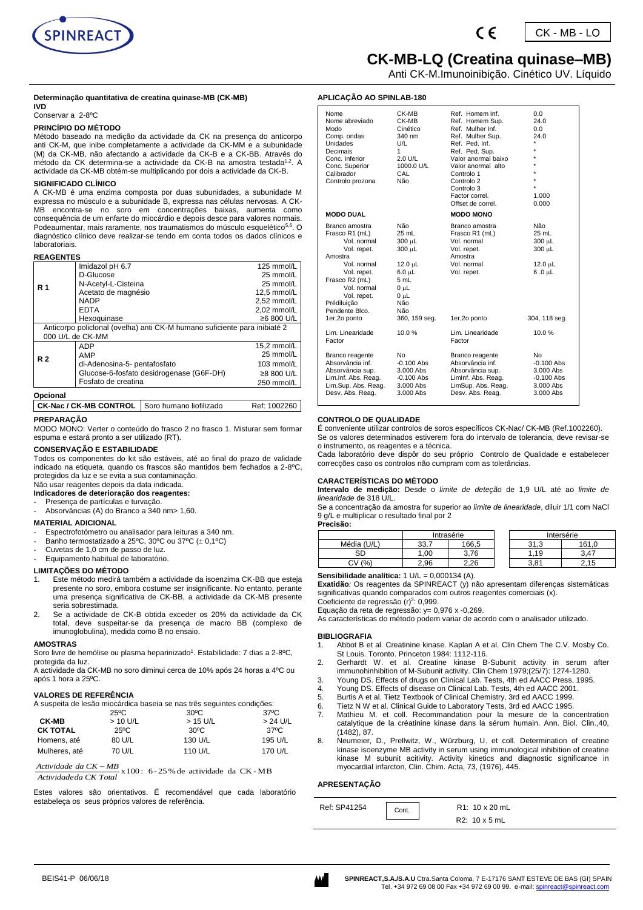# CK-MB-LQ (Creatina quinase–MB)

Anti CK-M.Imunoinibição. Cinético UV. Líquido

CK - MB - LO

**Determinação quantitativa de creatina quinase-MB (CK-MB)**

**IVD**

Conservar a 2-8ºC

### PRINCÍPIO DO MÉTODO

Método baseado na medição da actividade da CK na presença do anticorpo anti CK-M, que inibe completamente a actividade da CK-MM e a subunidade (M) da CK-MB, não afectando a actividade da CK-B e a CK-BB. Através do método da CK determina-se a actividade da CK-B na amostra testada[1,2]. A actividade da CK-MB obtém-se multiplicando por dois a actividade da CK-B.

### SIGNIFICADO CLÍNICO

A CK-MB é uma enzima composta por duas subunidades, a subunidade M expressa no músculo e a subunidade B, expressa nas células nervosas. A CK-MB encontra-se no soro em concentrações baixas, aumenta como consequência de um enfarte do miocárdio e depois desce para valores normais. Podeaumentar, mais raramente, nos traumatismos do músculo esquelético[5,6]. O diagnóstico clínico deve realizar-se tendo em conta todos os dados clínicos e laboratoriais.

### REAGENTES

| | | |
|---|---|---|
| R 1 | Imidazol pH 6.7 | 125 mmol/L |
| | D-Glucose | 25 mmol/L |
| | N-Acetyl-L-Cisteina | 25 mmol/L |
| | Acetato de magnésio | 12,5 mmol/L |
| | NADP | 2,52 mmol/L |
| | EDTA | 2,02 mmol/L |
| | Hexoquinase | ≥6 800 U/L |
| Anticorpo policlonal (ovelha) anti CK-M humano suficiente para inibiaté 2 000 U/L de CK-MM | | |
| R 2 | ADP | 15,2 mmol/L |
| | AMP | 25 mmol/L |
| | di-Adenosina-5- pentafosfato | 103 mmol/L |
| | Glucose-6-fosfato desidrogenase (G6F-DH) | ≥8 800 U/L |
| | Fosfato de creatina | 250 mmol/L |

**Opcional**

| | | |
|---|---|---|
| **CK-Nac / CK-MB CONTROL** | Soro humano liofilizado | Ref: 1002260 |

### PREPARAÇÃO

MODO MONO: Verter o conteúdo do frasco 2 no frasco 1. Misturar sem formar espuma e estará pronto a ser utilizado (RT).

### CONSERVAÇÃO E ESTABILIDADE

Todos os componentes do kit são estáveis, até ao final do prazo de validade indicado na etiqueta, quando os frascos são mantidos bem fechados a 2-8ºC, protegidos da luz e se evita a sua contaminação.

Não usar reagentes depois da data indicada.

**Indicadores de deterioração dos reagentes:**

- Presença de partículas e turvação.
- Absorvâncias (A) do Branco a 340 nm> 1,60.

### MATERIAL ADICIONAL

- Espectrofotómetro ou analisador para leituras a 340 nm.
- Banho termostatizado a 25ºC, 30ºC ou 37ºC (± 0,1ºC)
- Cuvetas de 1,0 cm de passo de luz.
- Equipamento habitual de laboratório.

### LIMITAÇÕES DO MÉTODO

1. Este método medirá também a actividade da isoenzima CK-BB que esteja presente no soro, embora costume ser insignificante. No entanto, perante uma presença significativa de CK-BB, a actividade da CK-MB presente seria sobrestimada.
2. Se a actividade de CK-B obtida exceder os 20% da actividade da CK total, deve suspeitar-se da presença de macro BB (complexo de imunoglobulina), medida como B no ensaio.

### AMOSTRAS

Soro livre de hemólise ou plasma heparinizado[1]. Estabilidade: 7 dias a 2-8ºC, protegida da luz.

A actividade da CK-MB no soro diminui cerca de 10% após 24 horas a 4ºC ou após 1 hora a 25ºC.

### VALORES DE REFERÊNCIA

A suspeita de lesão miocárdica baseia se nas três seguintes condições:

| | 25ºC | 30ºC | 37ºC |
|---|---|---|---|
| **CK-MB** | > 10 U/L | > 15 U/L | > 24 U/L |
| **CK TOTAL** | 25ºC | 30ºC | 37ºC |
| Homens, até | 80 U/L | 130 U/L | 195 U/L |
| Mulheres, até | 70 U/L | 110 U/L | 170 U/L |

$$\frac{Actividade\ da\ CK-MB}{Actividade\ da\ CK\ Total} \times 100 : \ 6\text{-}25\,\%\text{ de actividade da CK-MB}$$

Estes valores são orientativos. É recomendável que cada laboratório estabeleça os seus próprios valores de referência.

### APLICAÇÃO AO SPINLAB-180

| | | | |
|---|---|---|---|
| Nome | CK-MB | Ref. Homem Inf. | 0.0 |
| Nome abreviado | CK-MB | Ref. Homem Sup. | 24.0 |
| Modo | Cinético | Ref. Mulher Inf. | 0.0 |
| Comp. ondas | 340 nm | Ref. Mulher Sup. | 24.0 |
| Unidades | U/L | Ref. Ped. Inf. | * |
| Decimais | 1 | Ref. Ped. Sup. | * |
| Conc. Inferior | 2.0 U/L | Valor anormal baixo | * |
| Conc. Superior | 1000.0 U/L | Valor anormal alto | * |
| Calibrador | CAL | Controlo 1 | * |
| Controlo prozona | Não | Controlo 2 | * |
| | | Controlo 3 | * |
| | | Factor correl. | 1.000 |
| | | Offset de correl. | 0.000 |
| **MODO DUAL** | | **MODO MONO** | |
| Branco amostra | Não | Branco amostra | Não |
| Frasco R1 (mL) | 25 mL | Frasco R1 (mL) | 25 mL |
| Vol. normal | 300 µL | Vol. normal | 300 µL |
| Vol. repet. | 300 µL | Vol. repet. | 300 µL |
| Amostra | | Amostra | |
| Vol. normal | 12.0 µL | Vol. normal | 12.0 µL |
| Vol. repet. | 6.0 µL | Vol. repet. | 6 .0 µL |
| Frasco R2 (mL) | 5 mL | | |
| Vol. normal | 0 µL | | |
| Vol. repet. | 0 µL | | |
| Prédiluição | Não | | |
| Pendente Blco. | Não | | |
| 1er,2o ponto | 360, 159 seg. | 1er,2o ponto | 304, 118 seg. |
| Lim. Linearidade | 10.0 % | Lim. Linearidade | 10.0 % |
| Factor | | Factor | |
| Branco reagente | No | Branco reagente | No |
| Absorvância inf. | -0.100 Abs | Absorvância inf. | -0.100 Abs |
| Absorvância sup. | 3.000 Abs | Absorvância sup. | 3.000 Abs |
| Lim.Inf. Abs. Reag. | -0.100 Abs | LimInf. Abs. Reag. | -0.100 Abs |
| Lim.Sup. Abs. Reag. | 3.000 Abs | LimSup. Abs. Reag. | 3.000 Abs |
| Desv. Abs. Reag. | 3.000 Abs | Desv. Abs. Reag. | 3.000 Abs |

### CONTROLO DE QUALIDADE

É conveniente utilizar controlos de soros específicos CK-Nac/ CK-MB (Ref.1002260).

Se os valores determinados estiverem fora do intervalo de tolerancia, deve revisar-se o instrumento, os reagentes e a técnica.

Cada laboratório deve dispôr do seu próprio Controlo de Qualidade e estabelecer correcções caso os controlos não cumpram com as tolerâncias.

### CARACTERÍSTICAS DO MÉTODO

**Intervalo de medição:** Desde o *limite de deteção* de 1,9 U/L até ao *limite de linearidade* de 318 U/L.

Se a concentração da amostra for superior ao *limite de linearidade*, diluir 1/1 com NaCl 9 g/L e multiplicar o resultado final por 2

**Precisão:**

| | Intrasérie | | Intersérie | |
|---|---|---|---|---|
| Média (U/L) | 33,7 | 166,5 | 31,3 | 161,0 |
| SD | 1,00 | 3,76 | 1,19 | 3,47 |
| CV (%) | 2,96 | 2,26 | 3,81 | 2,15 |

**Sensibilidade analítica:** 1 U/L = 0,000134 (A).

**Exatidão**: Os reagentes da SPINREACT (y) não apresentam diferenças sistemáticas significativas quando comparados com outros reagentes comerciais (x).

Coeficiente de regressão $(r)^2$: 0,999.

Equação da reta de regressão: y= 0,976 x -0,269.

As características do método podem variar de acordo com o analisador utilizado.

### BIBLIOGRAFIA

1. Abbot B et al. Creatinine kinase. Kaplan A et al. Clin Chem The C.V. Mosby Co. St Louis. Toronto. Princeton 1984: 1112-116.
2. Gerhardt W. et al. Creatine kinase B-Subunit activity in serum after immunohinhibition of M-Subunit activity. Clin Chem 1979;(25/7): 1274-1280.
3. Young DS. Effects of drugs on Clinical Lab. Tests, 4th ed AACC Press, 1995.
4. Young DS. Effects of disease on Clinical Lab. Tests, 4th ed AACC 2001.
5. Burtis A et al. Tietz Textbook of Clinical Chemistry, 3rd ed AACC 1999.
6. Tietz N W et al. Clinical Guide to Laboratory Tests, 3rd ed AACC 1995.
7. Mathieu M. et coll. Recommandation pour la mesure de la concentration catalytique de la créatinine kinase dans la sérum humain. Ann. Biol. Clin.,40, (1482), 87.
8. Neumeier, D., Prellwitz, W., Würzburg, U. et coll. Determination of creatine kinase isoenzyme MB activity in serum using immunological inhibition of creatine kinase M subunit acitivity. Activity kinetics and diagnostic significance in myocardial infarcton, Clin. Chim. Acta, 73, (1976), 445.

### APRESENTAÇÃO

| | | |
|---|---|---|
| Ref: SP41254 | Cont. | R1: 10 x 20 mL<br>R2: 10 x 5 mL |

BEIS41-P 06/06/18

SPINREACT,S.A./S.A.U Ctra.Santa Coloma, 7 E-17176 SANT ESTEVE DE BAS (GI) SPAIN Tel. +34 972 69 08 00 Fax +34 972 69 00 99. e-mail: spinreact@spinreact.com